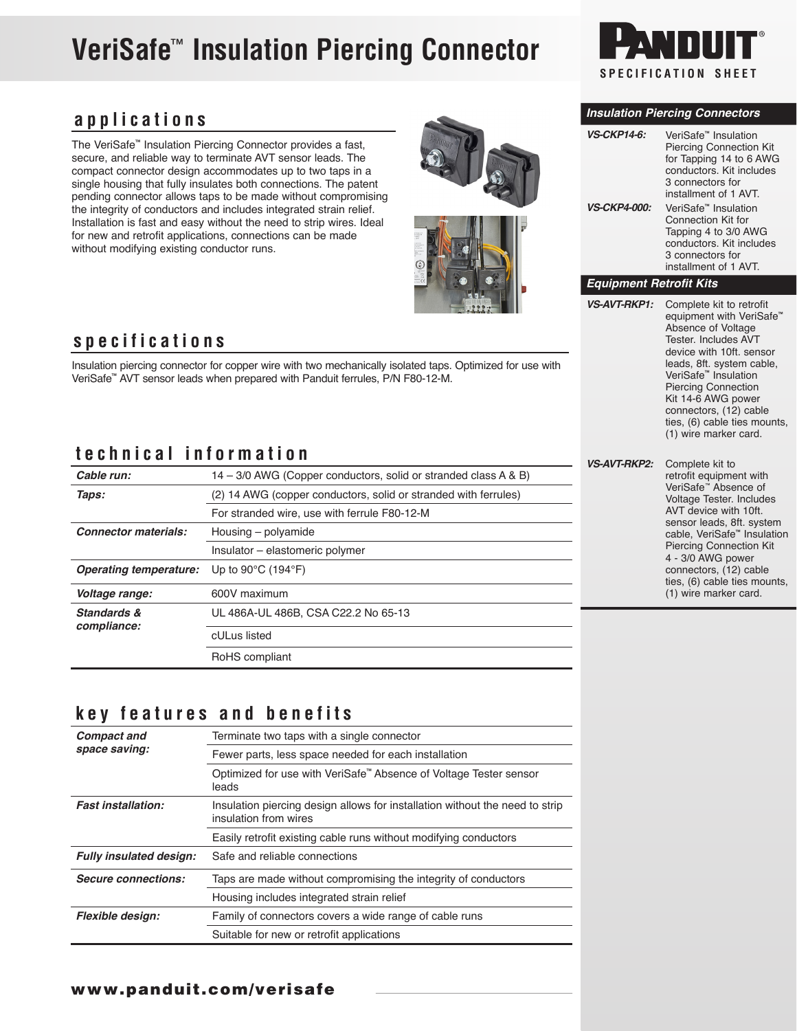// VeriSafe™ Insulation Piercing Connector

PANDUIT
SPECIFICATION SHEET

## applications

The VeriSafe™ Insulation Piercing Connector provides a fast, secure, and reliable way to terminate AVT sensor leads. The compact connector design accommodates up to two taps in a single housing that fully insulates both connections. The patent pending connector allows taps to be made without compromising the integrity of conductors and includes integrated strain relief. Installation is fast and easy without the need to strip wires. Ideal for new and retrofit applications, connections can be made without modifying existing conductor runs.

## specifications

Insulation piercing connector for copper wire with two mechanically isolated taps. Optimized for use with VeriSafe™ AVT sensor leads when prepared with Panduit ferrules, P/N F80-12-M.

## technical information

| | |
|---|---|
| ***Cable run:*** | 14 – 3/0 AWG (Copper conductors, solid or stranded class A & B) |
| ***Taps:*** | (2) 14 AWG (copper conductors, solid or stranded with ferrules) |
| | For stranded wire, use with ferrule F80-12-M |
| ***Connector materials:*** | Housing – polyamide |
| | Insulator – elastomeric polymer |
| ***Operating temperature:*** | Up to 90°C (194°F) |
| ***Voltage range:*** | 600V maximum |
| ***Standards & compliance:*** | UL 486A-UL 486B, CSA C22.2 No 65-13 |
| | cULus listed |
| | RoHS compliant |

## key features and benefits

| | |
|---|---|
| ***Compact and space saving:*** | Terminate two taps with a single connector |
| | Fewer parts, less space needed for each installation |
| | Optimized for use with VeriSafe™ Absence of Voltage Tester sensor leads |
| ***Fast installation:*** | Insulation piercing design allows for installation without the need to strip insulation from wires |
| | Easily retrofit existing cable runs without modifying conductors |
| ***Fully insulated design:*** | Safe and reliable connections |
| ***Secure connections:*** | Taps are made without compromising the integrity of conductors |
| | Housing includes integrated strain relief |
| ***Flexible design:*** | Family of connectors covers a wide range of cable runs |
| | Suitable for new or retrofit applications |

**www.panduit.com/verisafe**

### Insulation Piercing Connectors

***VS-CKP14-6:*** VeriSafe™ Insulation Piercing Connection Kit for Tapping 14 to 6 AWG conductors. Kit includes 3 connectors for installation of 1 AVT.

***VS-CKP4-000:*** VeriSafe™ Insulation Connection Kit for Tapping 4 to 3/0 AWG conductors. Kit includes 3 connectors for installation of 1 AVT.

### Equipment Retrofit Kits

***VS-AVT-RKP1:*** Complete kit to retrofit equipment with VeriSafe™ Absence of Voltage Tester. Includes AVT device with 10ft. sensor leads, 8ft. system cable, VeriSafe™ Insulation Piercing Connection Kit 14-6 AWG power connectors, (12) cable ties, (6) cable ties mounts, (1) wire marker card.

***VS-AVT-RKP2:*** Complete kit to retrofit equipment with VeriSafe™ Absence of Voltage Tester. Includes AVT device with 10ft. sensor leads, 8ft. system cable, VeriSafe™ Insulation Piercing Connection Kit 4 - 3/0 AWG power connectors, (12) cable ties, (6) cable ties mounts, (1) wire marker card.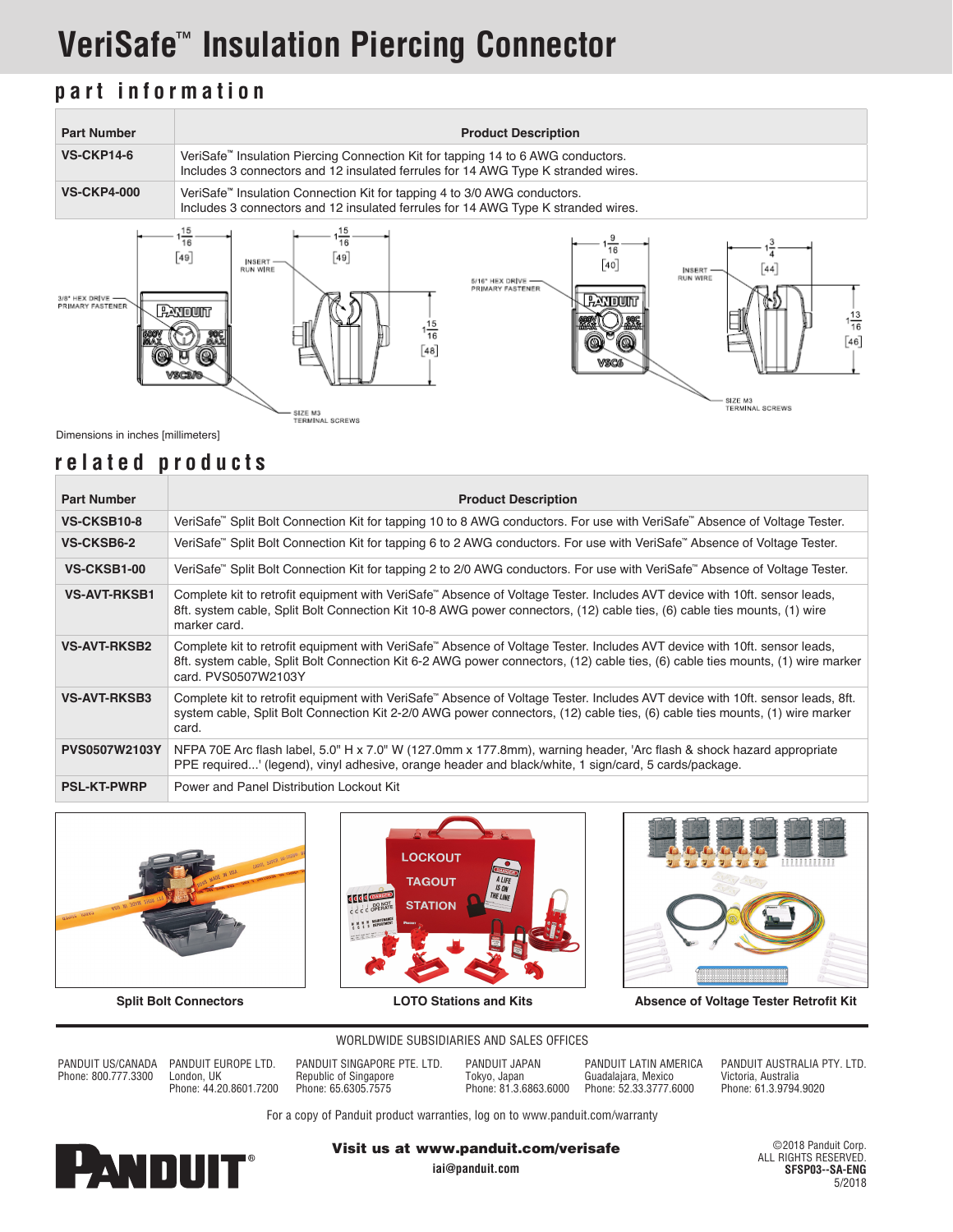# VeriSafe™ Insulation Piercing Connector

## part information

| Part Number | Product Description |
|---|---|
| VS-CKP14-6 | VeriSafe™ Insulation Piercing Connection Kit for tapping 14 to 6 AWG conductors. Includes 3 connectors and 12 insulated ferrules for 14 AWG Type K stranded wires. |
| VS-CKP4-000 | VeriSafe™ Insulation Connection Kit for tapping 4 to 3/0 AWG conductors. Includes 3 connectors and 12 insulated ferrules for 14 AWG Type K stranded wires. |

$1\frac{15}{16}$ [49]
$1\frac{15}{16}$ [49]
INSERT RUN WIRE
3/8" HEX DRIVE PRIMARY FASTENER
PANDUIT
600V MAX
90C MAX
VSC3/0
$1\frac{15}{16}$ [48]
SIZE M3 TERMINAL SCREWS

$1\frac{9}{16}$ [40]
$1\frac{3}{4}$ [44]
INSERT RUN WIRE
5/16" HEX DRIVE PRIMARY FASTENER
PANDUIT
600V MAX
90C MAX
VSC6
$1\frac{13}{16}$ [46]
SIZE M3 TERMINAL SCREWS

Dimensions in inches [millimeters]

## related products

| Part Number | Product Description |
|---|---|
| VS-CKSB10-8 | VeriSafe™ Split Bolt Connection Kit for tapping 10 to 8 AWG conductors. For use with VeriSafe™ Absence of Voltage Tester. |
| VS-CKSB6-2 | VeriSafe™ Split Bolt Connection Kit for tapping 6 to 2 AWG conductors. For use with VeriSafe™ Absence of Voltage Tester. |
| VS-CKSB1-00 | VeriSafe™ Split Bolt Connection Kit for tapping 2 to 2/0 AWG conductors. For use with VeriSafe™ Absence of Voltage Tester. |
| VS-AVT-RKSB1 | Complete kit to retrofit equipment with VeriSafe™ Absence of Voltage Tester. Includes AVT device with 10ft. sensor leads, 8ft. system cable, Split Bolt Connection Kit 10-8 AWG power connectors, (12) cable ties, (6) cable ties mounts, (1) wire marker card. |
| VS-AVT-RKSB2 | Complete kit to retrofit equipment with VeriSafe™ Absence of Voltage Tester. Includes AVT device with 10ft. sensor leads, 8ft. system cable, Split Bolt Connection Kit 6-2 AWG power connectors, (12) cable ties, (6) cable ties mounts, (1) wire marker card. PVS0507W2103Y |
| VS-AVT-RKSB3 | Complete kit to retrofit equipment with VeriSafe™ Absence of Voltage Tester. Includes AVT device with 10ft. sensor leads, 8ft. system cable, Split Bolt Connection Kit 2-2/0 AWG power connectors, (12) cable ties, (6) cable ties mounts, (1) wire marker card. |
| PVS0507W2103Y | NFPA 70E Arc flash label, 5.0" H x 7.0" W (127.0mm x 177.8mm), warning header, 'Arc flash & shock hazard appropriate PPE required...' (legend), vinyl adhesive, orange header and black/white, 1 sign/card, 5 cards/package. |
| PSL-KT-PWRP | Power and Panel Distribution Lockout Kit |

Split Bolt Connectors

LOTO Stations and Kits

Absence of Voltage Tester Retrofit Kit

WORLDWIDE SUBSIDIARIES AND SALES OFFICES

PANDUIT US/CANADA
Phone: 800.777.3300

PANDUIT EUROPE LTD.
London, UK
Phone: 44.20.8601.7200

PANDUIT SINGAPORE PTE. LTD.
Republic of Singapore
Phone: 65.6305.7575

PANDUIT JAPAN
Tokyo, Japan
Phone: 81.3.6863.6000

PANDUIT LATIN AMERICA
Guadalajara, Mexico
Phone: 52.33.3777.6000

PANDUIT AUSTRALIA PTY. LTD.
Victoria, Australia
Phone: 61.3.9794.9020

For a copy of Panduit product warranties, log on to www.panduit.com/warranty

PANDUIT®

**Visit us at www.panduit.com/verisafe**
iai@panduit.com

©2018 Panduit Corp.
ALL RIGHTS RESERVED.
**SFSP03--SA-ENG**
5/2018